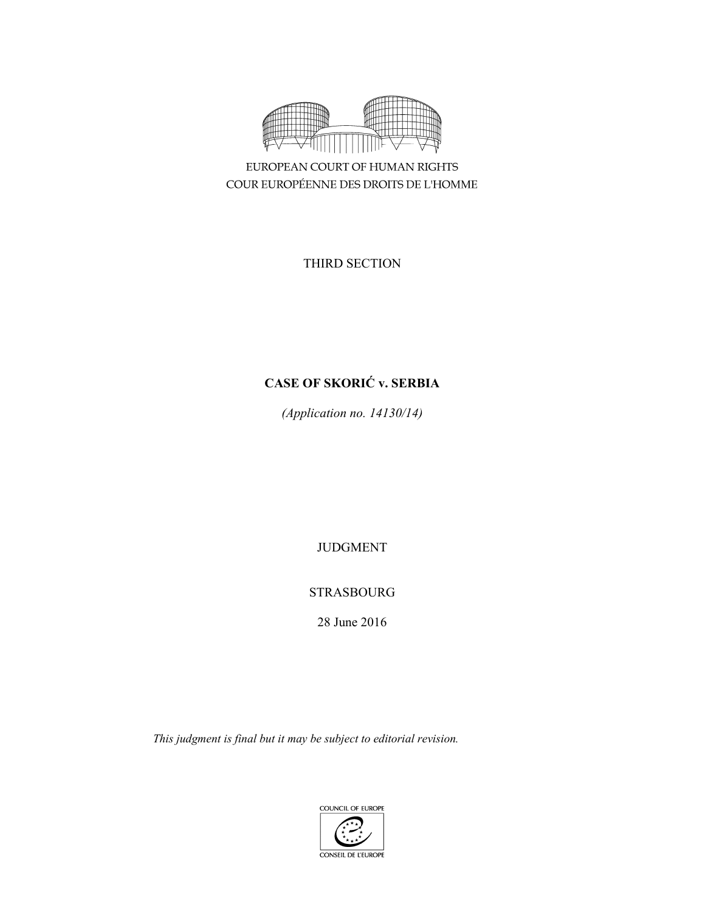EUROPEAN COURT OF HUMAN RIGHTS
COUR EUROPÉENNE DES DROITS DE L'HOMME

THIRD SECTION

**CASE OF SKORIĆ v. SERBIA**

*(Application no. 14130/14)*

JUDGMENT

STRASBOURG

28 June 2016

*This judgment is final but it may be subject to editorial revision.*

COUNCIL OF EUROPE
CONSEIL DE L'EUROPE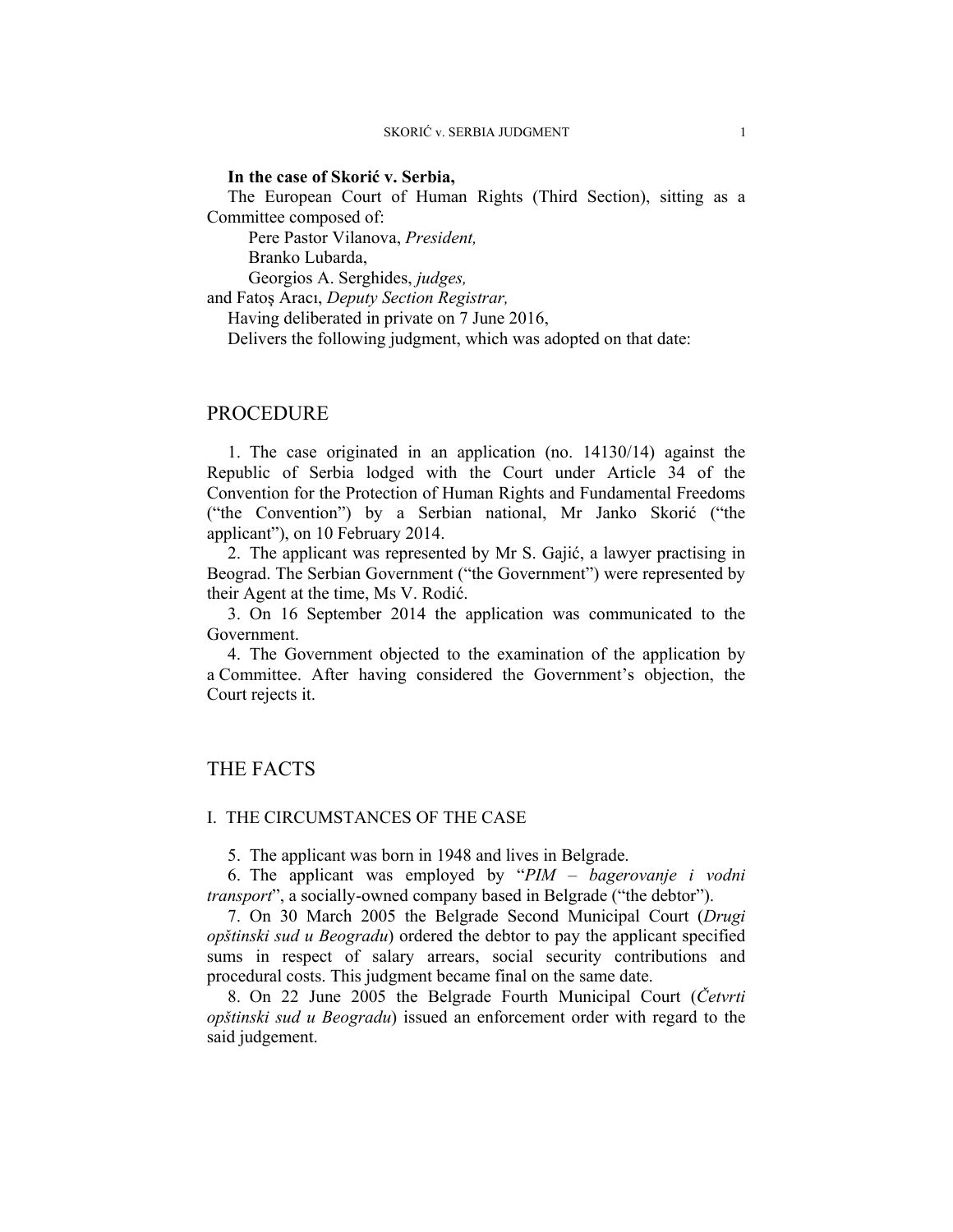**In the case of Skorić v. Serbia,**

The European Court of Human Rights (Third Section), sitting as a Committee composed of:

Pere Pastor Vilanova, *President,*
Branko Lubarda,
Georgios A. Serghides, *judges,*
and Fatoş Aracı, *Deputy Section Registrar,*

Having deliberated in private on 7 June 2016,

Delivers the following judgment, which was adopted on that date:

# PROCEDURE

1. The case originated in an application (no. 14130/14) against the Republic of Serbia lodged with the Court under Article 34 of the Convention for the Protection of Human Rights and Fundamental Freedoms ("the Convention") by a Serbian national, Mr Janko Skorić ("the applicant"), on 10 February 2014.

2. The applicant was represented by Mr S. Gajić, a lawyer practising in Beograd. The Serbian Government ("the Government") were represented by their Agent at the time, Ms V. Rodić.

3. On 16 September 2014 the application was communicated to the Government.

4. The Government objected to the examination of the application by a Committee. After having considered the Government's objection, the Court rejects it.

# THE FACTS

## I. THE CIRCUMSTANCES OF THE CASE

5. The applicant was born in 1948 and lives in Belgrade.

6. The applicant was employed by "*PIM – bagerovanje i vodni transport*", a socially-owned company based in Belgrade ("the debtor").

7. On 30 March 2005 the Belgrade Second Municipal Court (*Drugi opštinski sud u Beogradu*) ordered the debtor to pay the applicant specified sums in respect of salary arrears, social security contributions and procedural costs. This judgment became final on the same date.

8. On 22 June 2005 the Belgrade Fourth Municipal Court (*Četvrti opštinski sud u Beogradu*) issued an enforcement order with regard to the said judgement.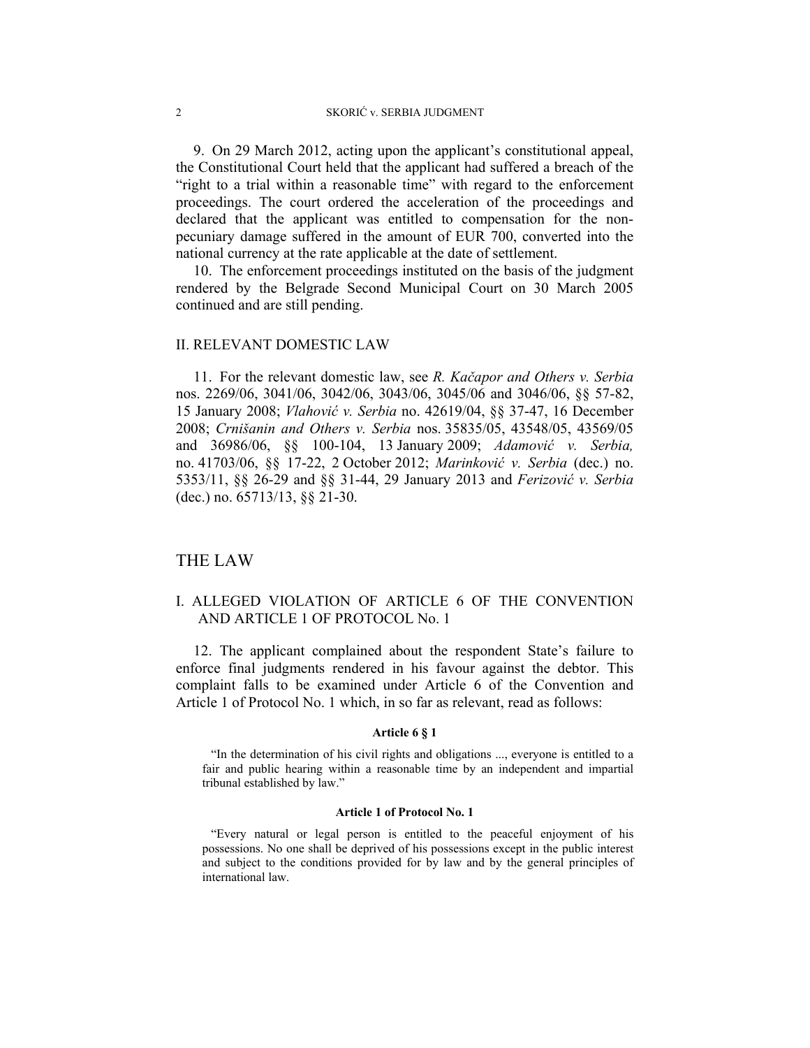9. On 29 March 2012, acting upon the applicant's constitutional appeal, the Constitutional Court held that the applicant had suffered a breach of the "right to a trial within a reasonable time" with regard to the enforcement proceedings. The court ordered the acceleration of the proceedings and declared that the applicant was entitled to compensation for the non-pecuniary damage suffered in the amount of EUR 700, converted into the national currency at the rate applicable at the date of settlement.

10. The enforcement proceedings instituted on the basis of the judgment rendered by the Belgrade Second Municipal Court on 30 March 2005 continued and are still pending.

## II. RELEVANT DOMESTIC LAW

11. For the relevant domestic law, see *R. Kačapor and Others v. Serbia* nos. 2269/06, 3041/06, 3042/06, 3043/06, 3045/06 and 3046/06, §§ 57-82, 15 January 2008; *Vlahović v. Serbia* no. 42619/04, §§ 37-47, 16 December 2008; *Crnišanin and Others v. Serbia* nos. 35835/05, 43548/05, 43569/05 and 36986/06, §§ 100-104, 13 January 2009; *Adamović v. Serbia,* no. 41703/06, §§ 17-22, 2 October 2012; *Marinković v. Serbia* (dec.) no. 5353/11, §§ 26-29 and §§ 31-44, 29 January 2013 and *Ferizović v. Serbia* (dec.) no. 65713/13, §§ 21-30.

# THE LAW

## I. ALLEGED VIOLATION OF ARTICLE 6 OF THE CONVENTION AND ARTICLE 1 OF PROTOCOL No. 1

12. The applicant complained about the respondent State's failure to enforce final judgments rendered in his favour against the debtor. This complaint falls to be examined under Article 6 of the Convention and Article 1 of Protocol No. 1 which, in so far as relevant, read as follows:

**Article 6 § 1**

"In the determination of his civil rights and obligations ..., everyone is entitled to a fair and public hearing within a reasonable time by an independent and impartial tribunal established by law."

**Article 1 of Protocol No. 1**

"Every natural or legal person is entitled to the peaceful enjoyment of his possessions. No one shall be deprived of his possessions except in the public interest and subject to the conditions provided for by law and by the general principles of international law.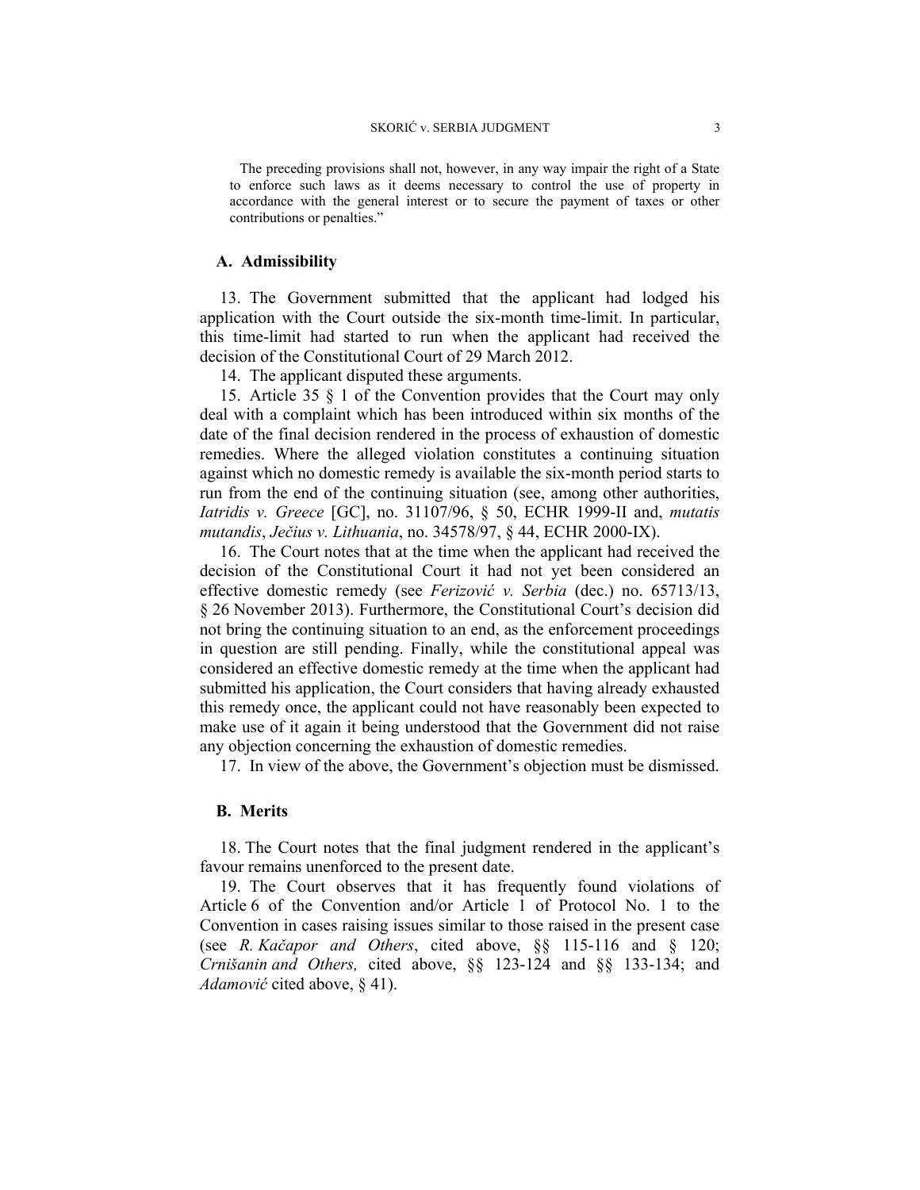The preceding provisions shall not, however, in any way impair the right of a State to enforce such laws as it deems necessary to control the use of property in accordance with the general interest or to secure the payment of taxes or other contributions or penalties."

### A. Admissibility

13. The Government submitted that the applicant had lodged his application with the Court outside the six-month time-limit. In particular, this time-limit had started to run when the applicant had received the decision of the Constitutional Court of 29 March 2012.

14. The applicant disputed these arguments.

15. Article 35 § 1 of the Convention provides that the Court may only deal with a complaint which has been introduced within six months of the date of the final decision rendered in the process of exhaustion of domestic remedies. Where the alleged violation constitutes a continuing situation against which no domestic remedy is available the six-month period starts to run from the end of the continuing situation (see, among other authorities, *Iatridis v. Greece* [GC], no. 31107/96, § 50, ECHR 1999-II and, *mutatis mutandis*, *Ječius v. Lithuania*, no. 34578/97, § 44, ECHR 2000-IX).

16. The Court notes that at the time when the applicant had received the decision of the Constitutional Court it had not yet been considered an effective domestic remedy (see *Ferizović v. Serbia* (dec.) no. 65713/13, § 26 November 2013). Furthermore, the Constitutional Court's decision did not bring the continuing situation to an end, as the enforcement proceedings in question are still pending. Finally, while the constitutional appeal was considered an effective domestic remedy at the time when the applicant had submitted his application, the Court considers that having already exhausted this remedy once, the applicant could not have reasonably been expected to make use of it again it being understood that the Government did not raise any objection concerning the exhaustion of domestic remedies.

17. In view of the above, the Government's objection must be dismissed.

### B. Merits

18. The Court notes that the final judgment rendered in the applicant's favour remains unenforced to the present date.

19. The Court observes that it has frequently found violations of Article 6 of the Convention and/or Article 1 of Protocol No. 1 to the Convention in cases raising issues similar to those raised in the present case (see *R. Kačapor and Others*, cited above, §§ 115-116 and § 120; *Crnišanin and Others,* cited above, §§ 123-124 and §§ 133-134; and *Adamović* cited above, § 41).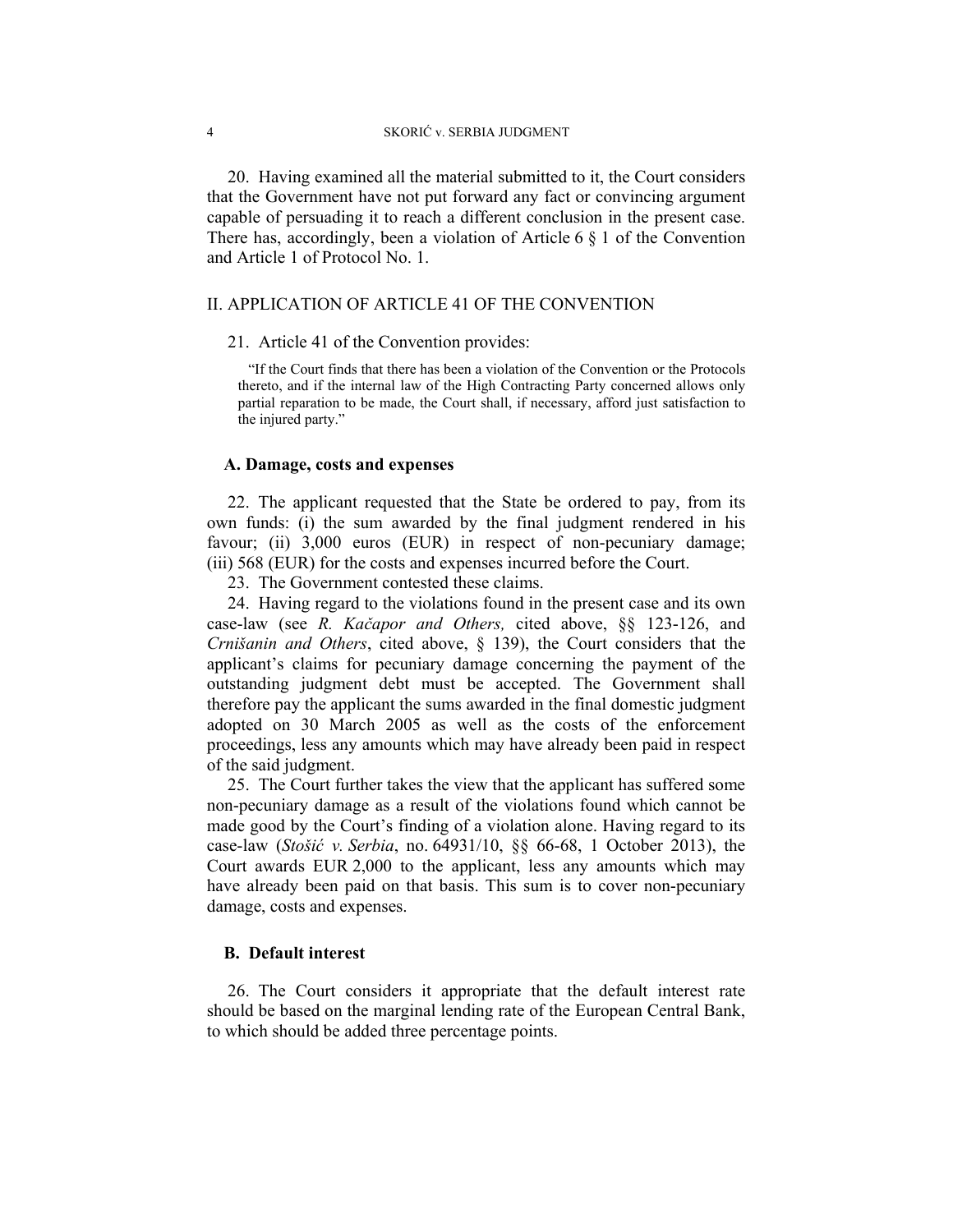20. Having examined all the material submitted to it, the Court considers that the Government have not put forward any fact or convincing argument capable of persuading it to reach a different conclusion in the present case. There has, accordingly, been a violation of Article 6 § 1 of the Convention and Article 1 of Protocol No. 1.

## II. APPLICATION OF ARTICLE 41 OF THE CONVENTION

21. Article 41 of the Convention provides:

> "If the Court finds that there has been a violation of the Convention or the Protocols thereto, and if the internal law of the High Contracting Party concerned allows only partial reparation to be made, the Court shall, if necessary, afford just satisfaction to the injured party."

### A. Damage, costs and expenses

22. The applicant requested that the State be ordered to pay, from its own funds: (i) the sum awarded by the final judgment rendered in his favour; (ii) 3,000 euros (EUR) in respect of non-pecuniary damage; (iii) 568 (EUR) for the costs and expenses incurred before the Court.

23. The Government contested these claims.

24. Having regard to the violations found in the present case and its own case-law (see *R. Kačapor and Others,* cited above, §§ 123-126, and *Crnišanin and Others*, cited above, § 139), the Court considers that the applicant's claims for pecuniary damage concerning the payment of the outstanding judgment debt must be accepted. The Government shall therefore pay the applicant the sums awarded in the final domestic judgment adopted on 30 March 2005 as well as the costs of the enforcement proceedings, less any amounts which may have already been paid in respect of the said judgment.

25. The Court further takes the view that the applicant has suffered some non-pecuniary damage as a result of the violations found which cannot be made good by the Court's finding of a violation alone. Having regard to its case-law (*Stošić v. Serbia*, no. 64931/10, §§ 66-68, 1 October 2013), the Court awards EUR 2,000 to the applicant, less any amounts which may have already been paid on that basis. This sum is to cover non-pecuniary damage, costs and expenses.

### B. Default interest

26. The Court considers it appropriate that the default interest rate should be based on the marginal lending rate of the European Central Bank, to which should be added three percentage points.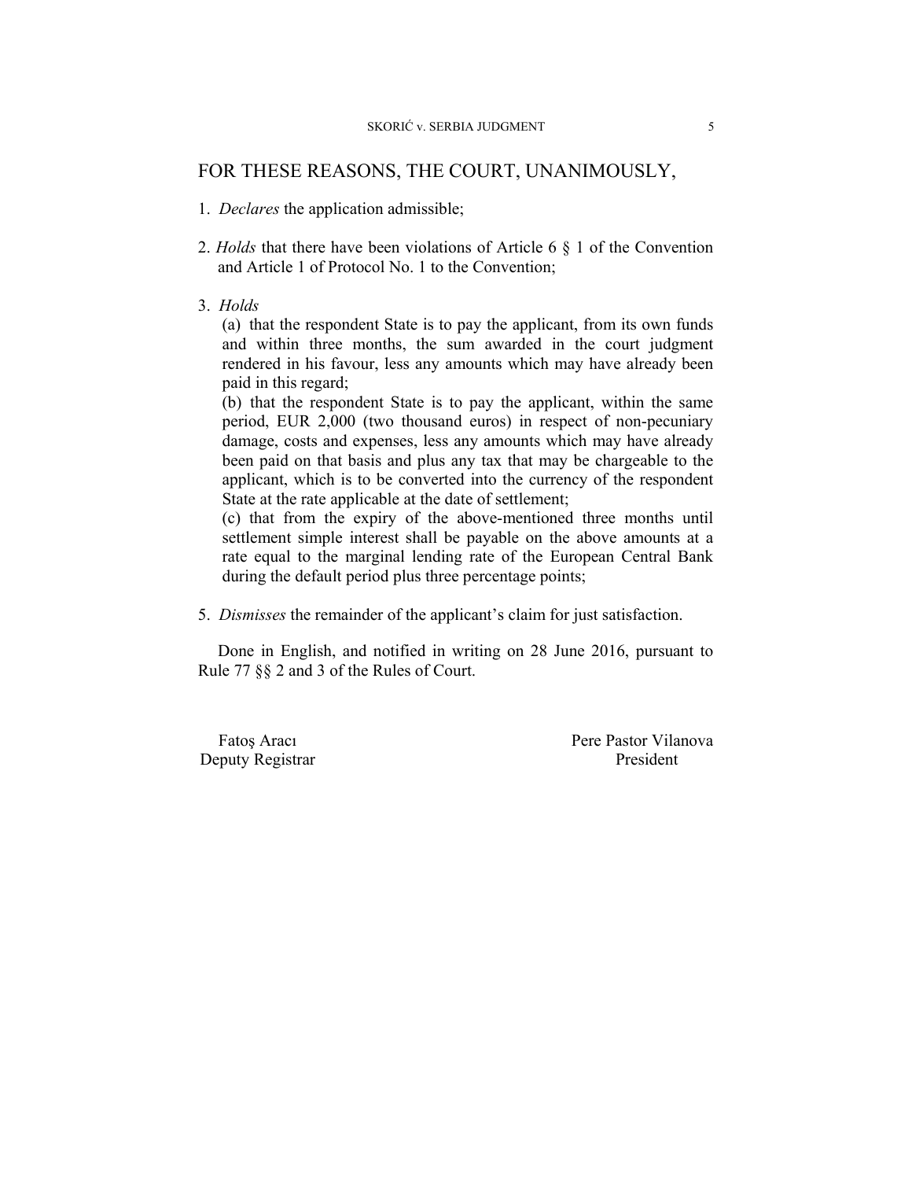## FOR THESE REASONS, THE COURT, UNANIMOUSLY,

1. *Declares* the application admissible;

2. *Holds* that there have been violations of Article 6 § 1 of the Convention and Article 1 of Protocol No. 1 to the Convention;

3. *Holds*

   (a) that the respondent State is to pay the applicant, from its own funds and within three months, the sum awarded in the court judgment rendered in his favour, less any amounts which may have already been paid in this regard;

   (b) that the respondent State is to pay the applicant, within the same period, EUR 2,000 (two thousand euros) in respect of non-pecuniary damage, costs and expenses, less any amounts which may have already been paid on that basis and plus any tax that may be chargeable to the applicant, which is to be converted into the currency of the respondent State at the rate applicable at the date of settlement;

   (c) that from the expiry of the above-mentioned three months until settlement simple interest shall be payable on the above amounts at a rate equal to the marginal lending rate of the European Central Bank during the default period plus three percentage points;

5. *Dismisses* the remainder of the applicant's claim for just satisfaction.

Done in English, and notified in writing on 28 June 2016, pursuant to Rule 77 §§ 2 and 3 of the Rules of Court.

Fatoş Aracı
Deputy Registrar

Pere Pastor Vilanova
President